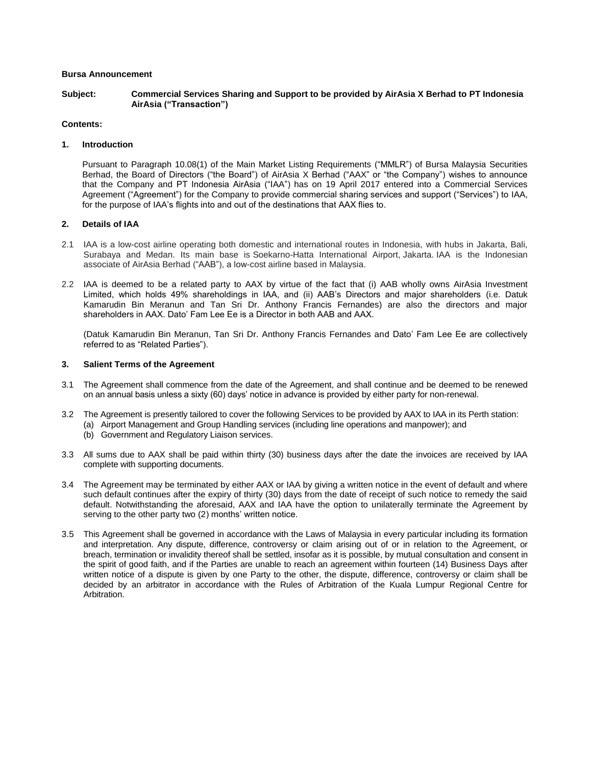**Bursa Announcement**

**Subject:** **Commercial Services Sharing and Support to be provided by AirAsia X Berhad to PT Indonesia AirAsia ("Transaction")**

**Contents:**

## 1. Introduction

Pursuant to Paragraph 10.08(1) of the Main Market Listing Requirements ("MMLR") of Bursa Malaysia Securities Berhad, the Board of Directors ("the Board") of AirAsia X Berhad ("AAX" or "the Company") wishes to announce that the Company and PT Indonesia AirAsia ("IAA") has on 19 April 2017 entered into a Commercial Services Agreement ("Agreement") for the Company to provide commercial sharing services and support ("Services") to IAA, for the purpose of IAA's flights into and out of the destinations that AAX flies to.

## 2. Details of IAA

2.1 IAA is a low-cost airline operating both domestic and international routes in Indonesia, with hubs in Jakarta, Bali, Surabaya and Medan. Its main base is Soekarno-Hatta International Airport, Jakarta. IAA is the Indonesian associate of AirAsia Berhad ("AAB"), a low-cost airline based in Malaysia.

2.2 IAA is deemed to be a related party to AAX by virtue of the fact that (i) AAB wholly owns AirAsia Investment Limited, which holds 49% shareholdings in IAA, and (ii) AAB's Directors and major shareholders (i.e. Datuk Kamarudin Bin Meranun and Tan Sri Dr. Anthony Francis Fernandes) are also the directors and major shareholders in AAX. Dato' Fam Lee Ee is a Director in both AAB and AAX.

(Datuk Kamarudin Bin Meranun, Tan Sri Dr. Anthony Francis Fernandes and Dato' Fam Lee Ee are collectively referred to as "Related Parties").

## 3. Salient Terms of the Agreement

3.1 The Agreement shall commence from the date of the Agreement, and shall continue and be deemed to be renewed on an annual basis unless a sixty (60) days' notice in advance is provided by either party for non-renewal.

3.2 The Agreement is presently tailored to cover the following Services to be provided by AAX to IAA in its Perth station:
- (a) Airport Management and Group Handling services (including line operations and manpower); and
- (b) Government and Regulatory Liaison services.

3.3 All sums due to AAX shall be paid within thirty (30) business days after the date the invoices are received by IAA complete with supporting documents.

3.4 The Agreement may be terminated by either AAX or IAA by giving a written notice in the event of default and where such default continues after the expiry of thirty (30) days from the date of receipt of such notice to remedy the said default. Notwithstanding the aforesaid, AAX and IAA have the option to unilaterally terminate the Agreement by serving to the other party two (2) months' written notice.

3.5 This Agreement shall be governed in accordance with the Laws of Malaysia in every particular including its formation and interpretation. Any dispute, difference, controversy or claim arising out of or in relation to the Agreement, or breach, termination or invalidity thereof shall be settled, insofar as it is possible, by mutual consultation and consent in the spirit of good faith, and if the Parties are unable to reach an agreement within fourteen (14) Business Days after written notice of a dispute is given by one Party to the other, the dispute, difference, controversy or claim shall be decided by an arbitrator in accordance with the Rules of Arbitration of the Kuala Lumpur Regional Centre for Arbitration.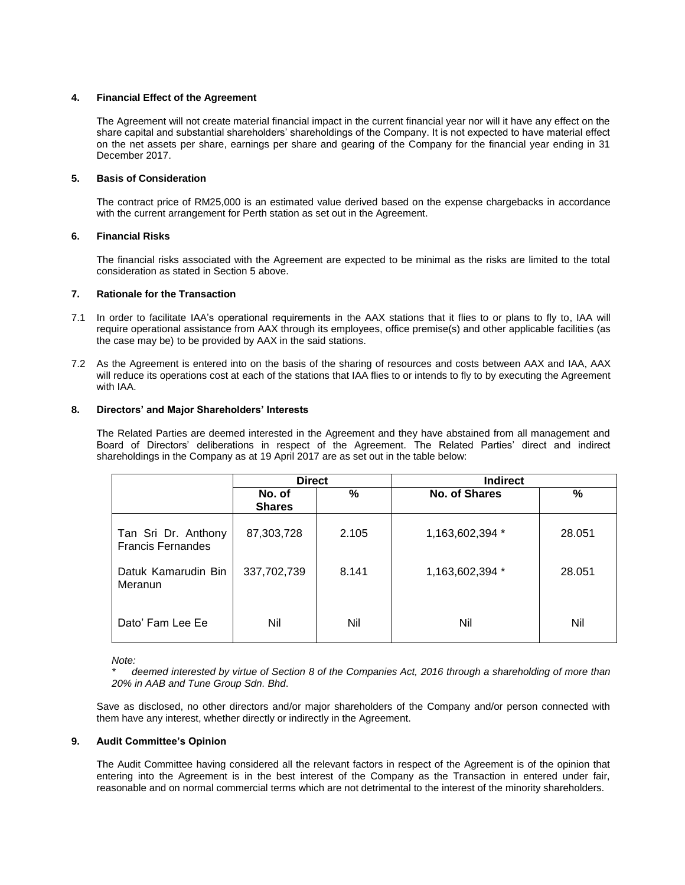## 4. Financial Effect of the Agreement

The Agreement will not create material financial impact in the current financial year nor will it have any effect on the share capital and substantial shareholders' shareholdings of the Company. It is not expected to have material effect on the net assets per share, earnings per share and gearing of the Company for the financial year ending in 31 December 2017.

## 5. Basis of Consideration

The contract price of RM25,000 is an estimated value derived based on the expense chargebacks in accordance with the current arrangement for Perth station as set out in the Agreement.

## 6. Financial Risks

The financial risks associated with the Agreement are expected to be minimal as the risks are limited to the total consideration as stated in Section 5 above.

## 7. Rationale for the Transaction

7.1 In order to facilitate IAA's operational requirements in the AAX stations that it flies to or plans to fly to, IAA will require operational assistance from AAX through its employees, office premise(s) and other applicable facilities (as the case may be) to be provided by AAX in the said stations.

7.2 As the Agreement is entered into on the basis of the sharing of resources and costs between AAX and IAA, AAX will reduce its operations cost at each of the stations that IAA flies to or intends to fly to by executing the Agreement with IAA.

## 8. Directors' and Major Shareholders' Interests

The Related Parties are deemed interested in the Agreement and they have abstained from all management and Board of Directors' deliberations in respect of the Agreement. The Related Parties' direct and indirect shareholdings in the Company as at 19 April 2017 are as set out in the table below:

| | Direct | | Indirect | |
|---|---|---|---|---|
| | No. of Shares | % | No. of Shares | % |
| Tan Sri Dr. Anthony Francis Fernandes | 87,303,728 | 2.105 | 1,163,602,394 * | 28.051 |
| Datuk Kamarudin Bin Meranun | 337,702,739 | 8.141 | 1,163,602,394 * | 28.051 |
| Dato' Fam Lee Ee | Nil | Nil | Nil | Nil |

*Note:*

*\* deemed interested by virtue of Section 8 of the Companies Act, 2016 through a shareholding of more than 20% in AAB and Tune Group Sdn. Bhd.*

Save as disclosed, no other directors and/or major shareholders of the Company and/or person connected with them have any interest, whether directly or indirectly in the Agreement.

## 9. Audit Committee's Opinion

The Audit Committee having considered all the relevant factors in respect of the Agreement is of the opinion that entering into the Agreement is in the best interest of the Company as the Transaction in entered under fair, reasonable and on normal commercial terms which are not detrimental to the interest of the minority shareholders.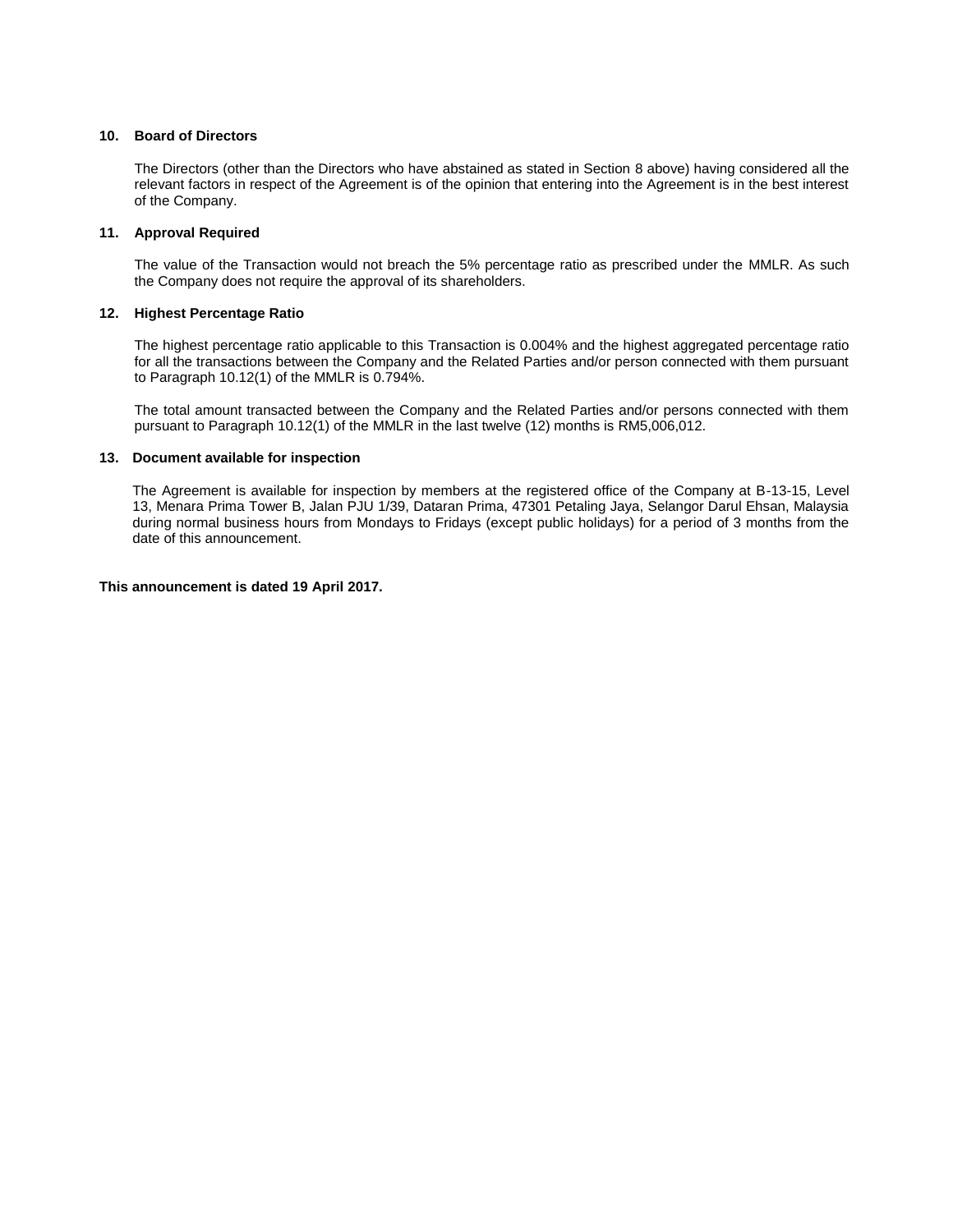## 10. Board of Directors

The Directors (other than the Directors who have abstained as stated in Section 8 above) having considered all the relevant factors in respect of the Agreement is of the opinion that entering into the Agreement is in the best interest of the Company.

## 11. Approval Required

The value of the Transaction would not breach the 5% percentage ratio as prescribed under the MMLR. As such the Company does not require the approval of its shareholders.

## 12. Highest Percentage Ratio

The highest percentage ratio applicable to this Transaction is 0.004% and the highest aggregated percentage ratio for all the transactions between the Company and the Related Parties and/or person connected with them pursuant to Paragraph 10.12(1) of the MMLR is 0.794%.

The total amount transacted between the Company and the Related Parties and/or persons connected with them pursuant to Paragraph 10.12(1) of the MMLR in the last twelve (12) months is RM5,006,012.

## 13. Document available for inspection

The Agreement is available for inspection by members at the registered office of the Company at B-13-15, Level 13, Menara Prima Tower B, Jalan PJU 1/39, Dataran Prima, 47301 Petaling Jaya, Selangor Darul Ehsan, Malaysia during normal business hours from Mondays to Fridays (except public holidays) for a period of 3 months from the date of this announcement.

**This announcement is dated 19 April 2017.**